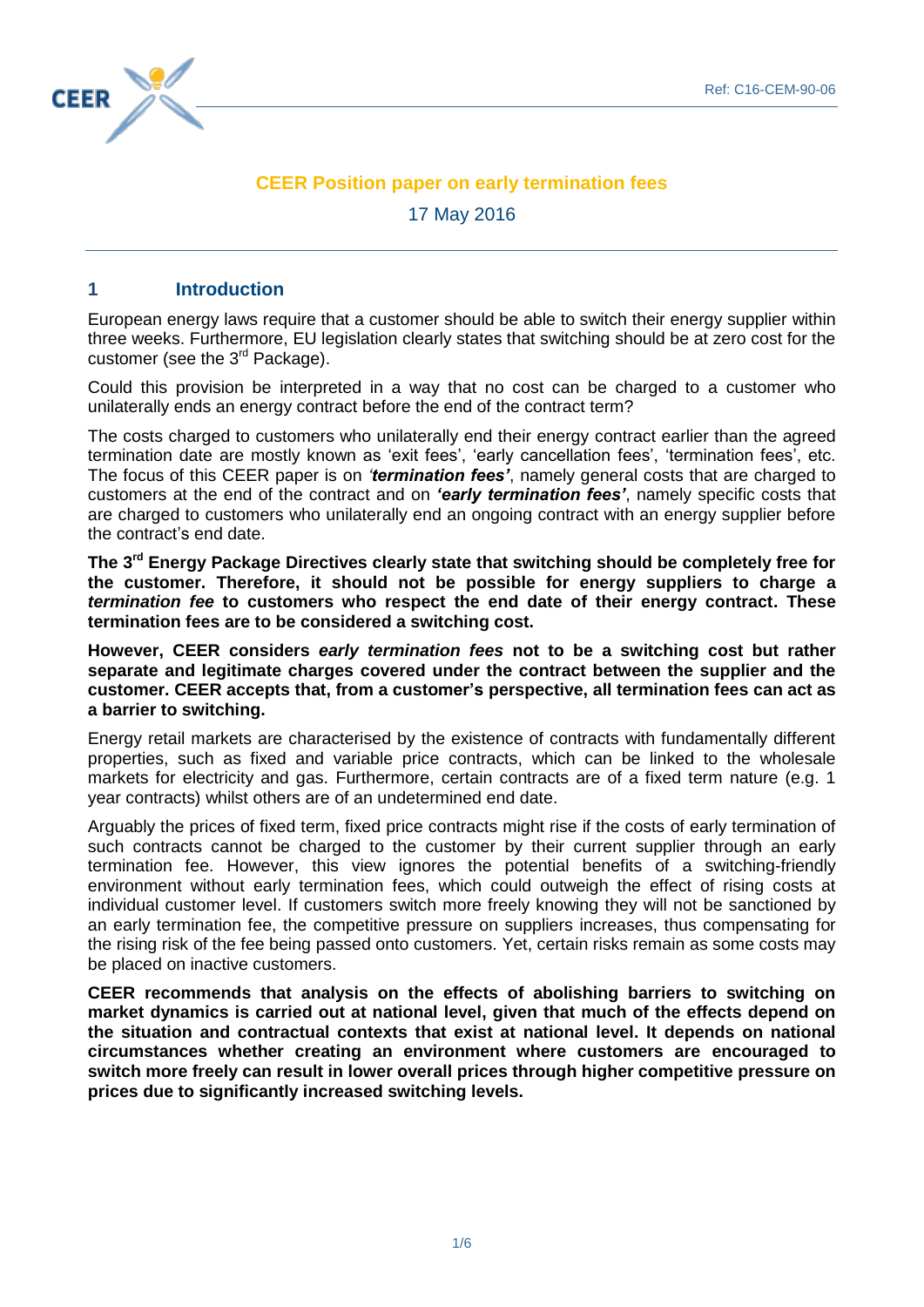Ref: C16-CEM-90-06

# CEER Position paper on early termination fees

17 May 2016

## 1 Introduction

European energy laws require that a customer should be able to switch their energy supplier within three weeks. Furthermore, EU legislation clearly states that switching should be at zero cost for the customer (see the 3rd Package).

Could this provision be interpreted in a way that no cost can be charged to a customer who unilaterally ends an energy contract before the end of the contract term?

The costs charged to customers who unilaterally end their energy contract earlier than the agreed termination date are mostly known as 'exit fees', 'early cancellation fees', 'termination fees', etc. The focus of this CEER paper is on ***'termination fees'***, namely general costs that are charged to customers at the end of the contract and on ***'early termination fees'***, namely specific costs that are charged to customers who unilaterally end an ongoing contract with an energy supplier before the contract's end date.

**The 3rd Energy Package Directives clearly state that switching should be completely free for the customer. Therefore, it should not be possible for energy suppliers to charge a *termination fee* to customers who respect the end date of their energy contract. These termination fees are to be considered a switching cost.**

**However, CEER considers *early termination fees* not to be a switching cost but rather separate and legitimate charges covered under the contract between the supplier and the customer. CEER accepts that, from a customer's perspective, all termination fees can act as a barrier to switching.**

Energy retail markets are characterised by the existence of contracts with fundamentally different properties, such as fixed and variable price contracts, which can be linked to the wholesale markets for electricity and gas. Furthermore, certain contracts are of a fixed term nature (e.g. 1 year contracts) whilst others are of an undetermined end date.

Arguably the prices of fixed term, fixed price contracts might rise if the costs of early termination of such contracts cannot be charged to the customer by their current supplier through an early termination fee. However, this view ignores the potential benefits of a switching-friendly environment without early termination fees, which could outweigh the effect of rising costs at individual customer level. If customers switch more freely knowing they will not be sanctioned by an early termination fee, the competitive pressure on suppliers increases, thus compensating for the rising risk of the fee being passed onto customers. Yet, certain risks remain as some costs may be placed on inactive customers.

**CEER recommends that analysis on the effects of abolishing barriers to switching on market dynamics is carried out at national level, given that much of the effects depend on the situation and contractual contexts that exist at national level. It depends on national circumstances whether creating an environment where customers are encouraged to switch more freely can result in lower overall prices through higher competitive pressure on prices due to significantly increased switching levels.**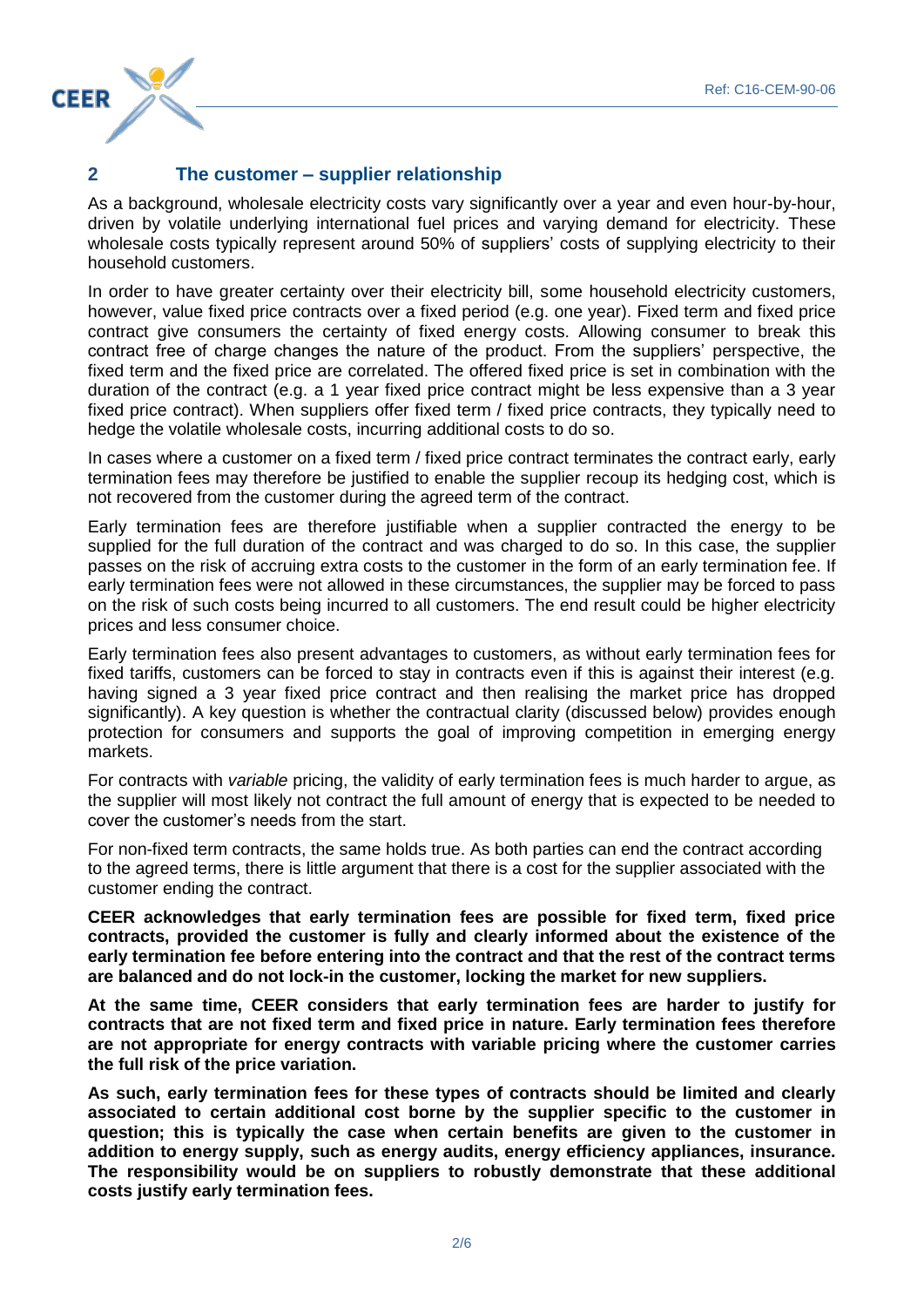## 2 The customer – supplier relationship

As a background, wholesale electricity costs vary significantly over a year and even hour-by-hour, driven by volatile underlying international fuel prices and varying demand for electricity. These wholesale costs typically represent around 50% of suppliers' costs of supplying electricity to their household customers.

In order to have greater certainty over their electricity bill, some household electricity customers, however, value fixed price contracts over a fixed period (e.g. one year). Fixed term and fixed price contract give consumers the certainty of fixed energy costs. Allowing consumer to break this contract free of charge changes the nature of the product. From the suppliers' perspective, the fixed term and the fixed price are correlated. The offered fixed price is set in combination with the duration of the contract (e.g. a 1 year fixed price contract might be less expensive than a 3 year fixed price contract). When suppliers offer fixed term / fixed price contracts, they typically need to hedge the volatile wholesale costs, incurring additional costs to do so.

In cases where a customer on a fixed term / fixed price contract terminates the contract early, early termination fees may therefore be justified to enable the supplier recoup its hedging cost, which is not recovered from the customer during the agreed term of the contract.

Early termination fees are therefore justifiable when a supplier contracted the energy to be supplied for the full duration of the contract and was charged to do so. In this case, the supplier passes on the risk of accruing extra costs to the customer in the form of an early termination fee. If early termination fees were not allowed in these circumstances, the supplier may be forced to pass on the risk of such costs being incurred to all customers. The end result could be higher electricity prices and less consumer choice.

Early termination fees also present advantages to customers, as without early termination fees for fixed tariffs, customers can be forced to stay in contracts even if this is against their interest (e.g. having signed a 3 year fixed price contract and then realising the market price has dropped significantly). A key question is whether the contractual clarity (discussed below) provides enough protection for consumers and supports the goal of improving competition in emerging energy markets.

For contracts with *variable* pricing, the validity of early termination fees is much harder to argue, as the supplier will most likely not contract the full amount of energy that is expected to be needed to cover the customer's needs from the start.

For non-fixed term contracts, the same holds true. As both parties can end the contract according to the agreed terms, there is little argument that there is a cost for the supplier associated with the customer ending the contract.

**CEER acknowledges that early termination fees are possible for fixed term, fixed price contracts, provided the customer is fully and clearly informed about the existence of the early termination fee before entering into the contract and that the rest of the contract terms are balanced and do not lock-in the customer, locking the market for new suppliers.**

**At the same time, CEER considers that early termination fees are harder to justify for contracts that are not fixed term and fixed price in nature. Early termination fees therefore are not appropriate for energy contracts with variable pricing where the customer carries the full risk of the price variation.**

**As such, early termination fees for these types of contracts should be limited and clearly associated to certain additional cost borne by the supplier specific to the customer in question; this is typically the case when certain benefits are given to the customer in addition to energy supply, such as energy audits, energy efficiency appliances, insurance. The responsibility would be on suppliers to robustly demonstrate that these additional costs justify early termination fees.**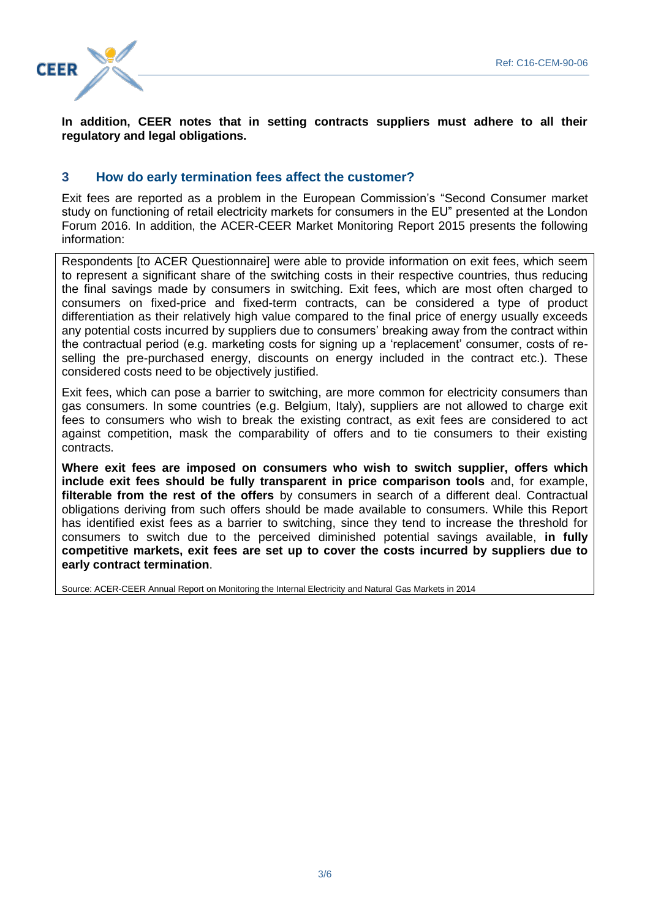**In addition, CEER notes that in setting contracts suppliers must adhere to all their regulatory and legal obligations.**

## 3 How do early termination fees affect the customer?

Exit fees are reported as a problem in the European Commission's "Second Consumer market study on functioning of retail electricity markets for consumers in the EU" presented at the London Forum 2016. In addition, the ACER-CEER Market Monitoring Report 2015 presents the following information:

> Respondents [to ACER Questionnaire] were able to provide information on exit fees, which seem to represent a significant share of the switching costs in their respective countries, thus reducing the final savings made by consumers in switching. Exit fees, which are most often charged to consumers on fixed-price and fixed-term contracts, can be considered a type of product differentiation as their relatively high value compared to the final price of energy usually exceeds any potential costs incurred by suppliers due to consumers' breaking away from the contract within the contractual period (e.g. marketing costs for signing up a 'replacement' consumer, costs of re-selling the pre-purchased energy, discounts on energy included in the contract etc.). These considered costs need to be objectively justified.
>
> Exit fees, which can pose a barrier to switching, are more common for electricity consumers than gas consumers. In some countries (e.g. Belgium, Italy), suppliers are not allowed to charge exit fees to consumers who wish to break the existing contract, as exit fees are considered to act against competition, mask the comparability of offers and to tie consumers to their existing contracts.
>
> **Where exit fees are imposed on consumers who wish to switch supplier, offers which include exit fees should be fully transparent in price comparison tools** and, for example, **filterable from the rest of the offers** by consumers in search of a different deal. Contractual obligations deriving from such offers should be made available to consumers. While this Report has identified exist fees as a barrier to switching, since they tend to increase the threshold for consumers to switch due to the perceived diminished potential savings available, **in fully competitive markets, exit fees are set up to cover the costs incurred by suppliers due to early contract termination**.
>
> Source: ACER-CEER Annual Report on Monitoring the Internal Electricity and Natural Gas Markets in 2014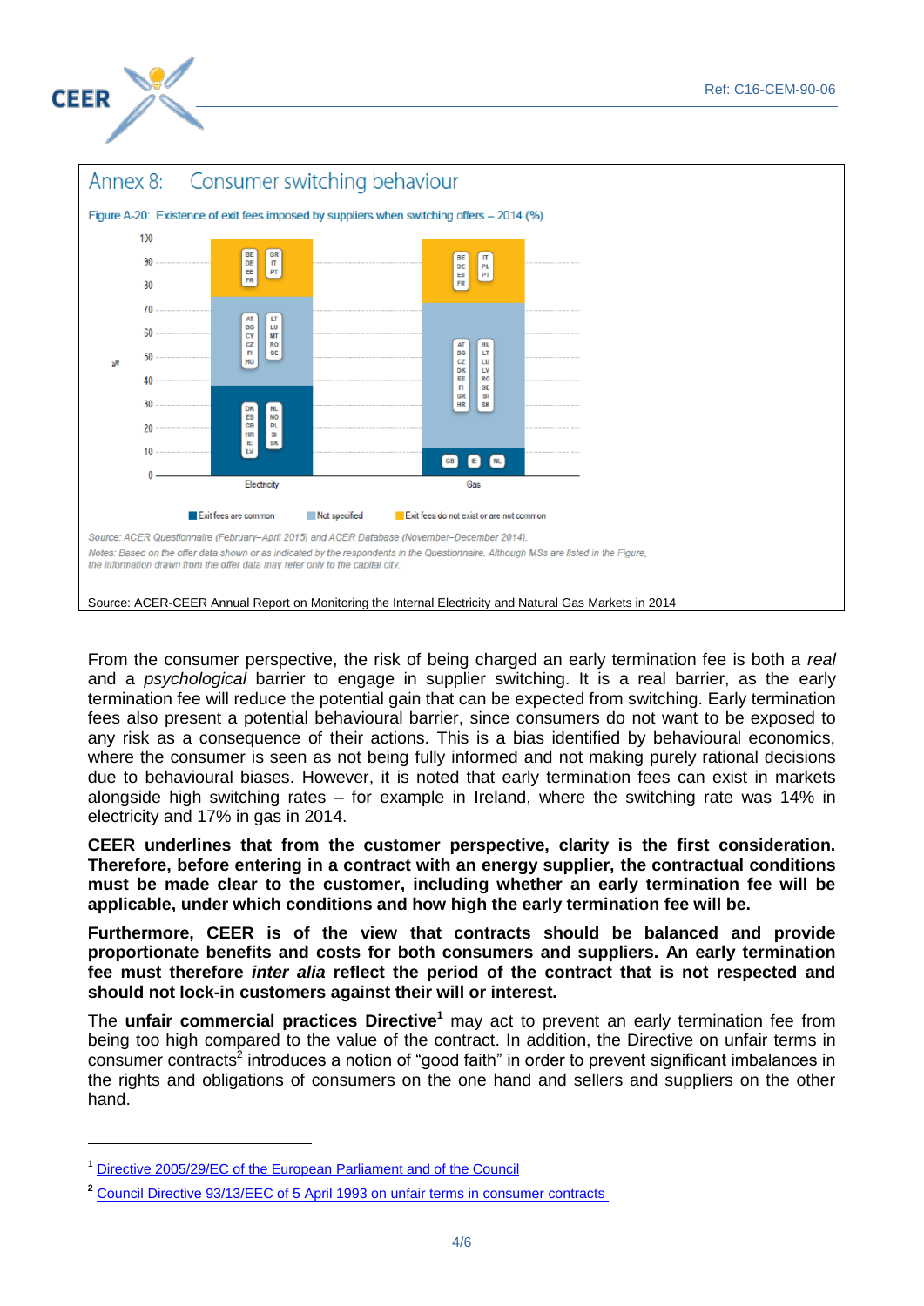## Annex 8: Consumer switching behaviour

Figure A-20: Existence of exit fees imposed by suppliers when switching offers – 2014 (%)

| | Electricity | Gas |
|---|---|---|
| Exit fees do not exist or are not common | BE, DE, EE, FR, GR, IT, PT | BE, DE, ES, FR, IT, PL, PT |
| Not specified | AT, BG, CY, CZ, FI, HU, LT, LU, MT, RO, SE | AT, BG, CZ, DK, EE, FI, GR, HR, HU, LT, LU, LV, RO, SE, SI, SK |
| Exit fees are common | DK, ES, GB, HR, IE, LV, NL, NO, PL, SI, SK | GB, IE, NL |

Source: ACER Questionnaire (February–April 2015) and ACER Database (November–December 2014).

Notes: Based on the offer data shown or as indicated by the respondents in the Questionnaire. Although MSs are listed in the Figure, the information drawn from the offer data may refer only to the capital city.

Source: ACER-CEER Annual Report on Monitoring the Internal Electricity and Natural Gas Markets in 2014

From the consumer perspective, the risk of being charged an early termination fee is both a *real* and a *psychological* barrier to engage in supplier switching. It is a real barrier, as the early termination fee will reduce the potential gain that can be expected from switching. Early termination fees also present a potential behavioural barrier, since consumers do not want to be exposed to any risk as a consequence of their actions. This is a bias identified by behavioural economics, where the consumer is seen as not being fully informed and not making purely rational decisions due to behavioural biases. However, it is noted that early termination fees can exist in markets alongside high switching rates – for example in Ireland, where the switching rate was 14% in electricity and 17% in gas in 2014.

**CEER underlines that from the customer perspective, clarity is the first consideration. Therefore, before entering in a contract with an energy supplier, the contractual conditions must be made clear to the customer, including whether an early termination fee will be applicable, under which conditions and how high the early termination fee will be.**

**Furthermore, CEER is of the view that contracts should be balanced and provide proportionate benefits and costs for both consumers and suppliers. An early termination fee must therefore *inter alia* reflect the period of the contract that is not respected and should not lock-in customers against their will or interest.**

The **unfair commercial practices Directive**[1] may act to prevent an early termination fee from being too high compared to the value of the contract. In addition, the Directive on unfair terms in consumer contracts[2] introduces a notion of "good faith" in order to prevent significant imbalances in the rights and obligations of consumers on the one hand and sellers and suppliers on the other hand.

---

[1] Directive 2005/29/EC of the European Parliament and of the Council

[2] Council Directive 93/13/EEC of 5 April 1993 on unfair terms in consumer contracts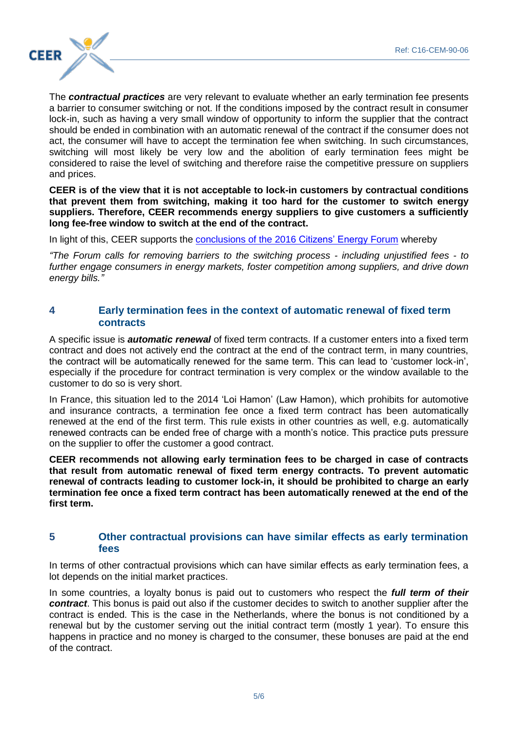The ***contractual practices*** are very relevant to evaluate whether an early termination fee presents a barrier to consumer switching or not. If the conditions imposed by the contract result in consumer lock-in, such as having a very small window of opportunity to inform the supplier that the contract should be ended in combination with an automatic renewal of the contract if the consumer does not act, the consumer will have to accept the termination fee when switching. In such circumstances, switching will most likely be very low and the abolition of early termination fees might be considered to raise the level of switching and therefore raise the competitive pressure on suppliers and prices.

**CEER is of the view that it is not acceptable to lock-in customers by contractual conditions that prevent them from switching, making it too hard for the customer to switch energy suppliers. Therefore, CEER recommends energy suppliers to give customers a sufficiently long fee-free window to switch at the end of the contract.**

In light of this, CEER supports the [conclusions of the 2016 Citizens' Energy Forum](conclusions of the 2016 Citizens' Energy Forum) whereby

*"The Forum calls for removing barriers to the switching process - including unjustified fees - to further engage consumers in energy markets, foster competition among suppliers, and drive down energy bills."*

## 4 Early termination fees in the context of automatic renewal of fixed term contracts

A specific issue is ***automatic renewal*** of fixed term contracts. If a customer enters into a fixed term contract and does not actively end the contract at the end of the contract term, in many countries, the contract will be automatically renewed for the same term. This can lead to 'customer lock-in', especially if the procedure for contract termination is very complex or the window available to the customer to do so is very short.

In France, this situation led to the 2014 'Loi Hamon' (Law Hamon), which prohibits for automotive and insurance contracts, a termination fee once a fixed term contract has been automatically renewed at the end of the first term. This rule exists in other countries as well, e.g. automatically renewed contracts can be ended free of charge with a month's notice. This practice puts pressure on the supplier to offer the customer a good contract.

**CEER recommends not allowing early termination fees to be charged in case of contracts that result from automatic renewal of fixed term energy contracts. To prevent automatic renewal of contracts leading to customer lock-in, it should be prohibited to charge an early termination fee once a fixed term contract has been automatically renewed at the end of the first term.**

## 5 Other contractual provisions can have similar effects as early termination fees

In terms of other contractual provisions which can have similar effects as early termination fees, a lot depends on the initial market practices.

In some countries, a loyalty bonus is paid out to customers who respect the ***full term of their contract***. This bonus is paid out also if the customer decides to switch to another supplier after the contract is ended. This is the case in the Netherlands, where the bonus is not conditioned by a renewal but by the customer serving out the initial contract term (mostly 1 year). To ensure this happens in practice and no money is charged to the consumer, these bonuses are paid at the end of the contract.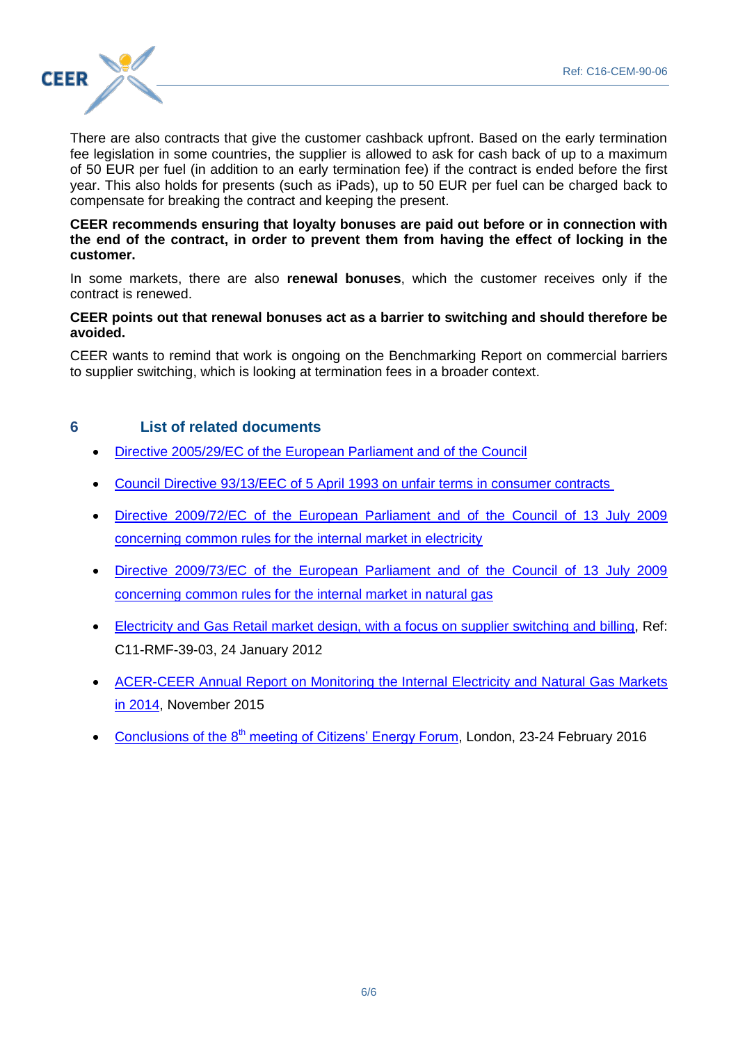There are also contracts that give the customer cashback upfront. Based on the early termination fee legislation in some countries, the supplier is allowed to ask for cash back of up to a maximum of 50 EUR per fuel (in addition to an early termination fee) if the contract is ended before the first year. This also holds for presents (such as iPads), up to 50 EUR per fuel can be charged back to compensate for breaking the contract and keeping the present.

**CEER recommends ensuring that loyalty bonuses are paid out before or in connection with the end of the contract, in order to prevent them from having the effect of locking in the customer.**

In some markets, there are also **renewal bonuses**, which the customer receives only if the contract is renewed.

**CEER points out that renewal bonuses act as a barrier to switching and should therefore be avoided.**

CEER wants to remind that work is ongoing on the Benchmarking Report on commercial barriers to supplier switching, which is looking at termination fees in a broader context.

## 6 List of related documents

- Directive 2005/29/EC of the European Parliament and of the Council
- Council Directive 93/13/EEC of 5 April 1993 on unfair terms in consumer contracts
- Directive 2009/72/EC of the European Parliament and of the Council of 13 July 2009 concerning common rules for the internal market in electricity
- Directive 2009/73/EC of the European Parliament and of the Council of 13 July 2009 concerning common rules for the internal market in natural gas
- Electricity and Gas Retail market design, with a focus on supplier switching and billing, Ref: C11-RMF-39-03, 24 January 2012
- ACER-CEER Annual Report on Monitoring the Internal Electricity and Natural Gas Markets in 2014, November 2015
- Conclusions of the 8th meeting of Citizens' Energy Forum, London, 23-24 February 2016